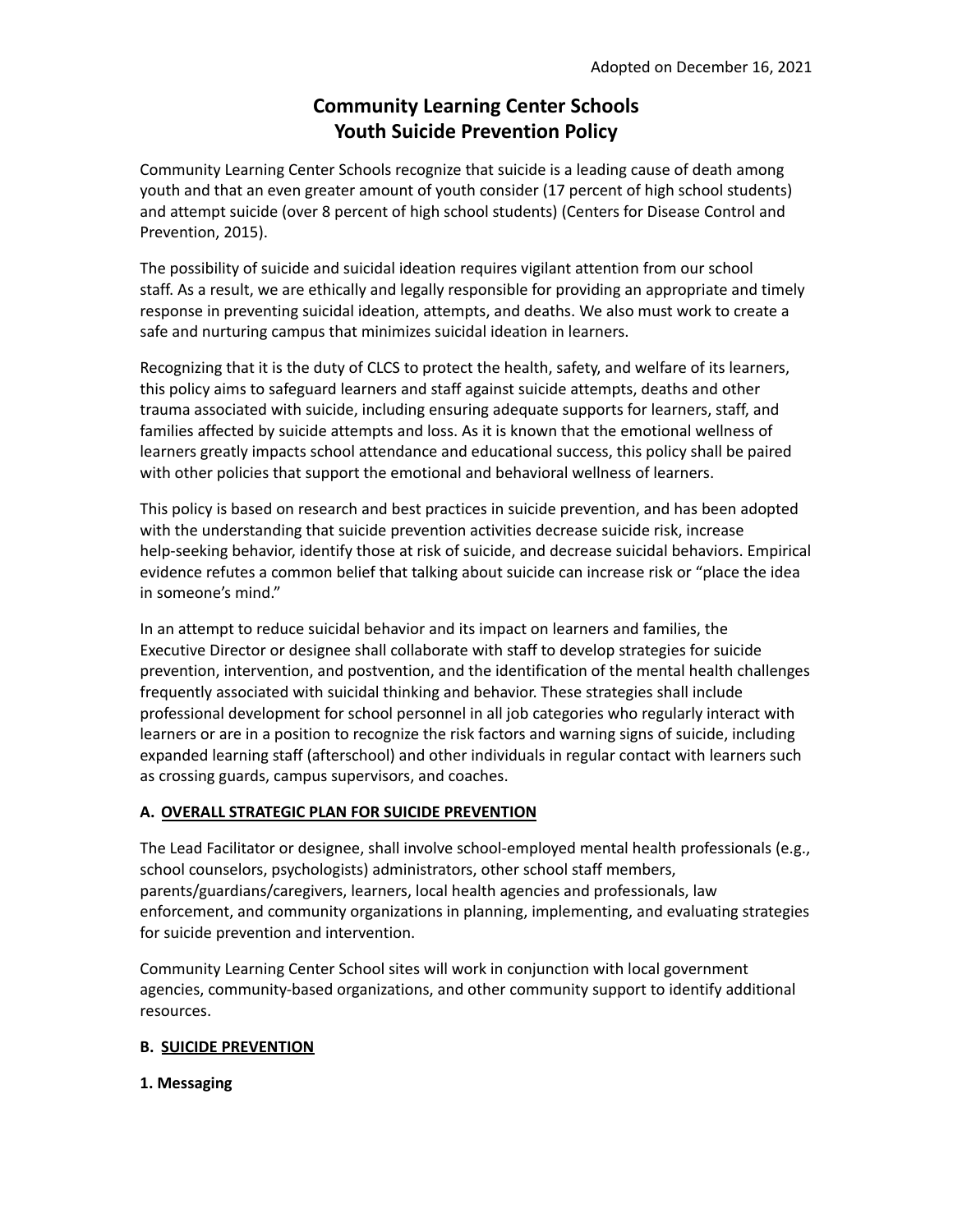Adopted on December 16, 2021

# Community Learning Center Schools
# Youth Suicide Prevention Policy

Community Learning Center Schools recognize that suicide is a leading cause of death among youth and that an even greater amount of youth consider (17 percent of high school students) and attempt suicide (over 8 percent of high school students) (Centers for Disease Control and Prevention, 2015).

The possibility of suicide and suicidal ideation requires vigilant attention from our school staff. As a result, we are ethically and legally responsible for providing an appropriate and timely response in preventing suicidal ideation, attempts, and deaths. We also must work to create a safe and nurturing campus that minimizes suicidal ideation in learners.

Recognizing that it is the duty of CLCS to protect the health, safety, and welfare of its learners, this policy aims to safeguard learners and staff against suicide attempts, deaths and other trauma associated with suicide, including ensuring adequate supports for learners, staff, and families affected by suicide attempts and loss. As it is known that the emotional wellness of learners greatly impacts school attendance and educational success, this policy shall be paired with other policies that support the emotional and behavioral wellness of learners.

This policy is based on research and best practices in suicide prevention, and has been adopted with the understanding that suicide prevention activities decrease suicide risk, increase help-seeking behavior, identify those at risk of suicide, and decrease suicidal behaviors. Empirical evidence refutes a common belief that talking about suicide can increase risk or "place the idea in someone's mind."

In an attempt to reduce suicidal behavior and its impact on learners and families, the Executive Director or designee shall collaborate with staff to develop strategies for suicide prevention, intervention, and postvention, and the identification of the mental health challenges frequently associated with suicidal thinking and behavior. These strategies shall include professional development for school personnel in all job categories who regularly interact with learners or are in a position to recognize the risk factors and warning signs of suicide, including expanded learning staff (afterschool) and other individuals in regular contact with learners such as crossing guards, campus supervisors, and coaches.

## A. OVERALL STRATEGIC PLAN FOR SUICIDE PREVENTION

The Lead Facilitator or designee, shall involve school-employed mental health professionals (e.g., school counselors, psychologists) administrators, other school staff members, parents/guardians/caregivers, learners, local health agencies and professionals, law enforcement, and community organizations in planning, implementing, and evaluating strategies for suicide prevention and intervention.

Community Learning Center School sites will work in conjunction with local government agencies, community-based organizations, and other community support to identify additional resources.

## B. SUICIDE PREVENTION

### 1. Messaging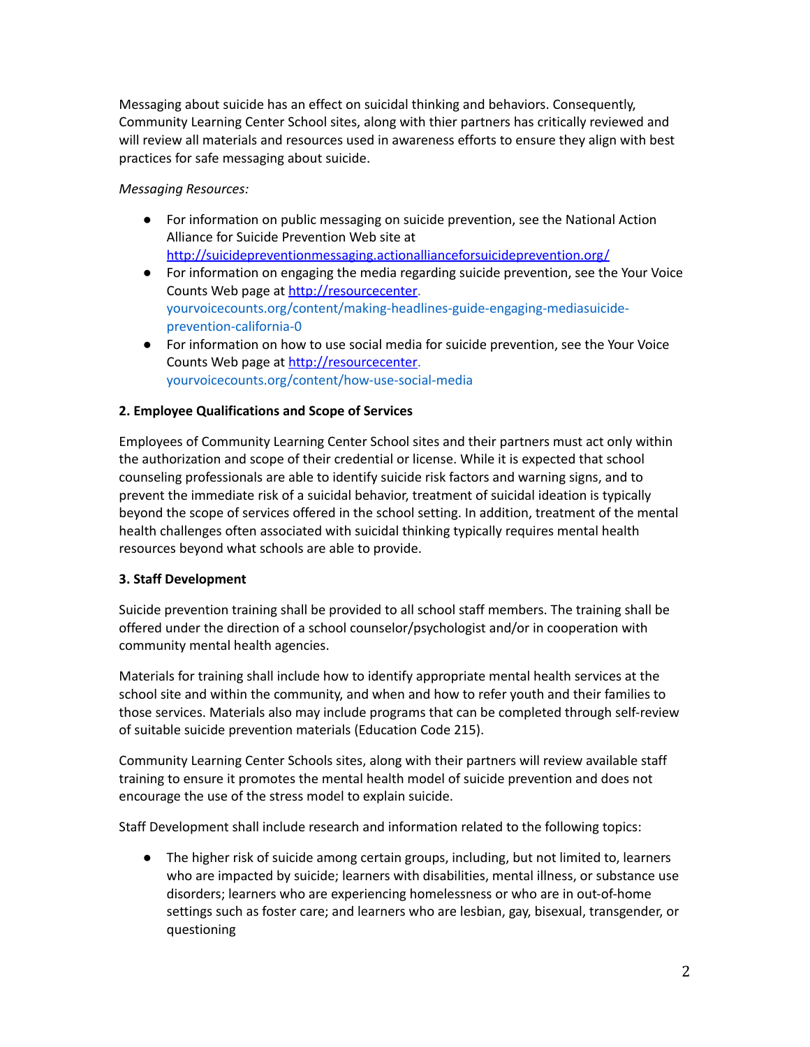Messaging about suicide has an effect on suicidal thinking and behaviors. Consequently, Community Learning Center School sites, along with thier partners has critically reviewed and will review all materials and resources used in awareness efforts to ensure they align with best practices for safe messaging about suicide.

*Messaging Resources:*

- For information on public messaging on suicide prevention, see the National Action Alliance for Suicide Prevention Web site at http://suicidepreventionmessaging.actionallianceforsuicideprevention.org/
- For information on engaging the media regarding suicide prevention, see the Your Voice Counts Web page at http://resourcecenter.yourvoicecounts.org/content/making-headlines-guide-engaging-mediasuicide-prevention-california-0
- For information on how to use social media for suicide prevention, see the Your Voice Counts Web page at http://resourcecenter.yourvoicecounts.org/content/how-use-social-media

**2. Employee Qualifications and Scope of Services**

Employees of Community Learning Center School sites and their partners must act only within the authorization and scope of their credential or license. While it is expected that school counseling professionals are able to identify suicide risk factors and warning signs, and to prevent the immediate risk of a suicidal behavior, treatment of suicidal ideation is typically beyond the scope of services offered in the school setting. In addition, treatment of the mental health challenges often associated with suicidal thinking typically requires mental health resources beyond what schools are able to provide.

**3. Staff Development**

Suicide prevention training shall be provided to all school staff members. The training shall be offered under the direction of a school counselor/psychologist and/or in cooperation with community mental health agencies.

Materials for training shall include how to identify appropriate mental health services at the school site and within the community, and when and how to refer youth and their families to those services. Materials also may include programs that can be completed through self-review of suitable suicide prevention materials (Education Code 215).

Community Learning Center Schools sites, along with their partners will review available staff training to ensure it promotes the mental health model of suicide prevention and does not encourage the use of the stress model to explain suicide.

Staff Development shall include research and information related to the following topics:

- The higher risk of suicide among certain groups, including, but not limited to, learners who are impacted by suicide; learners with disabilities, mental illness, or substance use disorders; learners who are experiencing homelessness or who are in out-of-home settings such as foster care; and learners who are lesbian, gay, bisexual, transgender, or questioning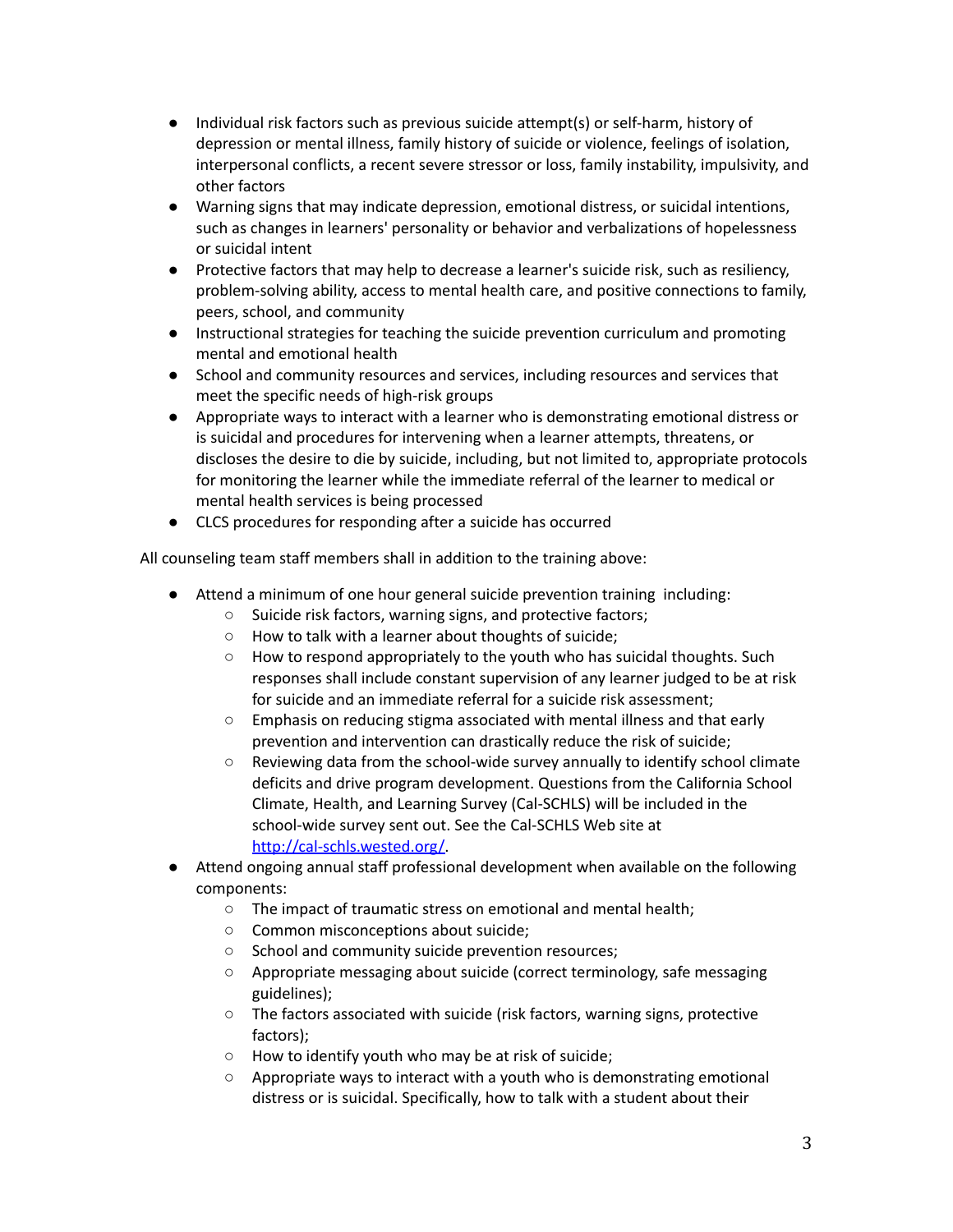- Individual risk factors such as previous suicide attempt(s) or self-harm, history of depression or mental illness, family history of suicide or violence, feelings of isolation, interpersonal conflicts, a recent severe stressor or loss, family instability, impulsivity, and other factors
- Warning signs that may indicate depression, emotional distress, or suicidal intentions, such as changes in learners' personality or behavior and verbalizations of hopelessness or suicidal intent
- Protective factors that may help to decrease a learner's suicide risk, such as resiliency, problem-solving ability, access to mental health care, and positive connections to family, peers, school, and community
- Instructional strategies for teaching the suicide prevention curriculum and promoting mental and emotional health
- School and community resources and services, including resources and services that meet the specific needs of high-risk groups
- Appropriate ways to interact with a learner who is demonstrating emotional distress or is suicidal and procedures for intervening when a learner attempts, threatens, or discloses the desire to die by suicide, including, but not limited to, appropriate protocols for monitoring the learner while the immediate referral of the learner to medical or mental health services is being processed
- CLCS procedures for responding after a suicide has occurred

All counseling team staff members shall in addition to the training above:

- Attend a minimum of one hour general suicide prevention training including:
  - Suicide risk factors, warning signs, and protective factors;
  - How to talk with a learner about thoughts of suicide;
  - How to respond appropriately to the youth who has suicidal thoughts. Such responses shall include constant supervision of any learner judged to be at risk for suicide and an immediate referral for a suicide risk assessment;
  - Emphasis on reducing stigma associated with mental illness and that early prevention and intervention can drastically reduce the risk of suicide;
  - Reviewing data from the school-wide survey annually to identify school climate deficits and drive program development. Questions from the California School Climate, Health, and Learning Survey (Cal-SCHLS) will be included in the school-wide survey sent out. See the Cal-SCHLS Web site at [http://cal-schls.wested.org/](http://cal-schls.wested.org/).
- Attend ongoing annual staff professional development when available on the following components:
  - The impact of traumatic stress on emotional and mental health;
  - Common misconceptions about suicide;
  - School and community suicide prevention resources;
  - Appropriate messaging about suicide (correct terminology, safe messaging guidelines);
  - The factors associated with suicide (risk factors, warning signs, protective factors);
  - How to identify youth who may be at risk of suicide;
  - Appropriate ways to interact with a youth who is demonstrating emotional distress or is suicidal. Specifically, how to talk with a student about their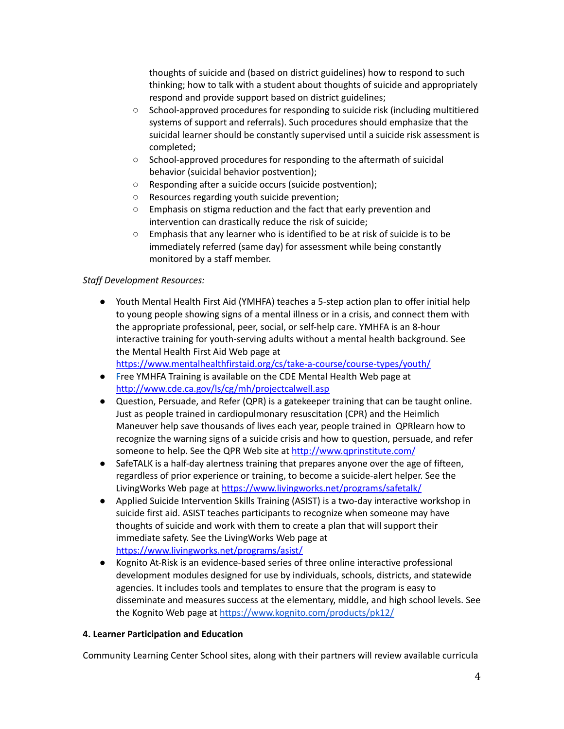thoughts of suicide and (based on district guidelines) how to respond to such thinking; how to talk with a student about thoughts of suicide and appropriately respond and provide support based on district guidelines;
    - School-approved procedures for responding to suicide risk (including multitiered systems of support and referrals). Such procedures should emphasize that the suicidal learner should be constantly supervised until a suicide risk assessment is completed;
    - School-approved procedures for responding to the aftermath of suicidal behavior (suicidal behavior postvention);
    - Responding after a suicide occurs (suicide postvention);
    - Resources regarding youth suicide prevention;
    - Emphasis on stigma reduction and the fact that early prevention and intervention can drastically reduce the risk of suicide;
    - Emphasis that any learner who is identified to be at risk of suicide is to be immediately referred (same day) for assessment while being constantly monitored by a staff member.

*Staff Development Resources:*

- Youth Mental Health First Aid (YMHFA) teaches a 5-step action plan to offer initial help to young people showing signs of a mental illness or in a crisis, and connect them with the appropriate professional, peer, social, or self-help care. YMHFA is an 8-hour interactive training for youth-serving adults without a mental health background. See the Mental Health First Aid Web page at https://www.mentalhealthfirstaid.org/cs/take-a-course/course-types/youth/
- Free YMHFA Training is available on the CDE Mental Health Web page at http://www.cde.ca.gov/ls/cg/mh/projectcalwell.asp
- Question, Persuade, and Refer (QPR) is a gatekeeper training that can be taught online. Just as people trained in cardiopulmonary resuscitation (CPR) and the Heimlich Maneuver help save thousands of lives each year, people trained in QPRlearn how to recognize the warning signs of a suicide crisis and how to question, persuade, and refer someone to help. See the QPR Web site at http://www.qprinstitute.com/
- SafeTALK is a half-day alertness training that prepares anyone over the age of fifteen, regardless of prior experience or training, to become a suicide-alert helper. See the LivingWorks Web page at https://www.livingworks.net/programs/safetalk/
- Applied Suicide Intervention Skills Training (ASIST) is a two-day interactive workshop in suicide first aid. ASIST teaches participants to recognize when someone may have thoughts of suicide and work with them to create a plan that will support their immediate safety. See the LivingWorks Web page at https://www.livingworks.net/programs/asist/
- Kognito At-Risk is an evidence-based series of three online interactive professional development modules designed for use by individuals, schools, districts, and statewide agencies. It includes tools and templates to ensure that the program is easy to disseminate and measures success at the elementary, middle, and high school levels. See the Kognito Web page at https://www.kognito.com/products/pk12/

**4. Learner Participation and Education**

Community Learning Center School sites, along with their partners will review available curricula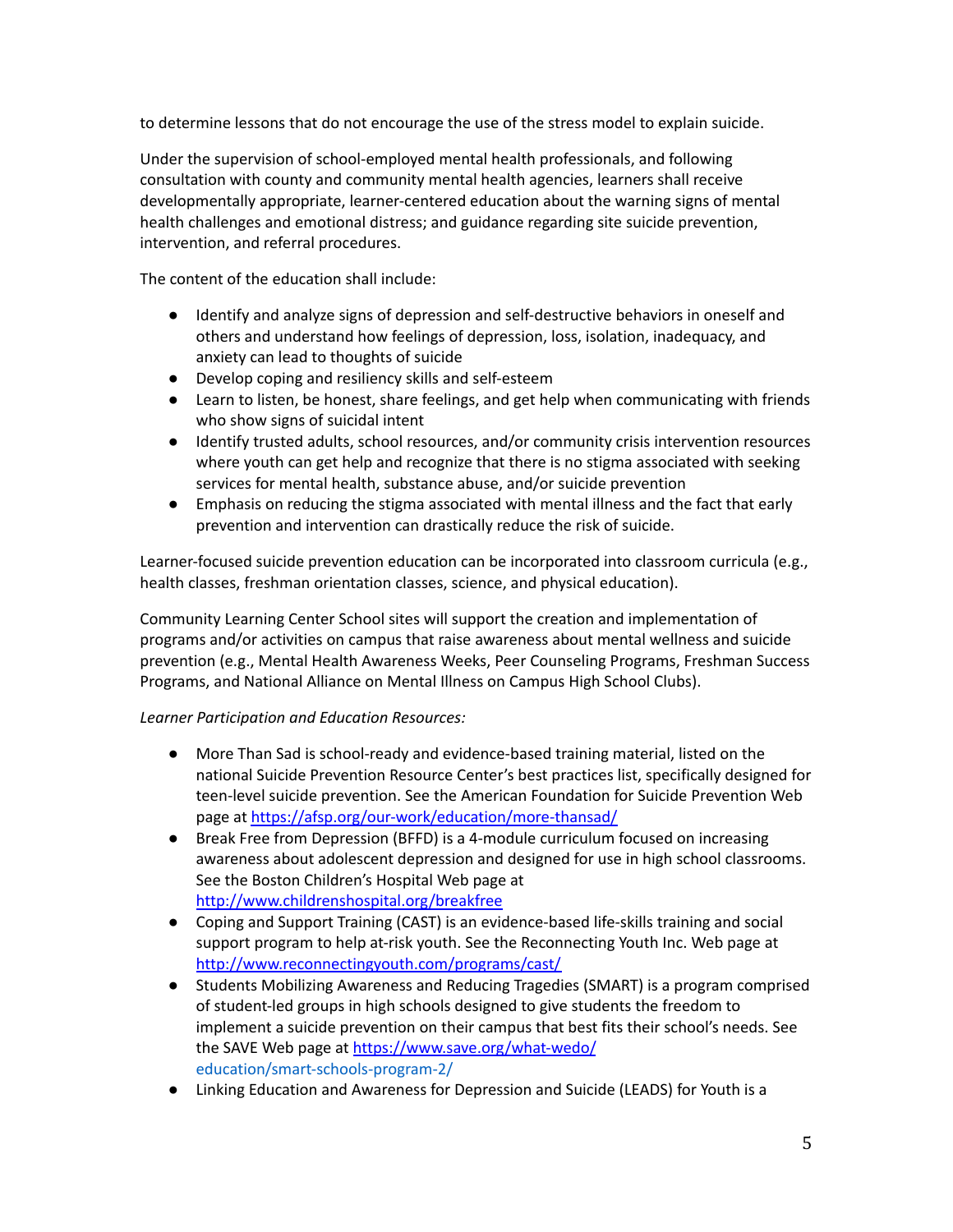to determine lessons that do not encourage the use of the stress model to explain suicide.

Under the supervision of school-employed mental health professionals, and following consultation with county and community mental health agencies, learners shall receive developmentally appropriate, learner-centered education about the warning signs of mental health challenges and emotional distress; and guidance regarding site suicide prevention, intervention, and referral procedures.

The content of the education shall include:

- Identify and analyze signs of depression and self-destructive behaviors in oneself and others and understand how feelings of depression, loss, isolation, inadequacy, and anxiety can lead to thoughts of suicide
- Develop coping and resiliency skills and self-esteem
- Learn to listen, be honest, share feelings, and get help when communicating with friends who show signs of suicidal intent
- Identify trusted adults, school resources, and/or community crisis intervention resources where youth can get help and recognize that there is no stigma associated with seeking services for mental health, substance abuse, and/or suicide prevention
- Emphasis on reducing the stigma associated with mental illness and the fact that early prevention and intervention can drastically reduce the risk of suicide.

Learner-focused suicide prevention education can be incorporated into classroom curricula (e.g., health classes, freshman orientation classes, science, and physical education).

Community Learning Center School sites will support the creation and implementation of programs and/or activities on campus that raise awareness about mental wellness and suicide prevention (e.g., Mental Health Awareness Weeks, Peer Counseling Programs, Freshman Success Programs, and National Alliance on Mental Illness on Campus High School Clubs).

*Learner Participation and Education Resources:*

- More Than Sad is school-ready and evidence-based training material, listed on the national Suicide Prevention Resource Center's best practices list, specifically designed for teen-level suicide prevention. See the American Foundation for Suicide Prevention Web page at https://afsp.org/our-work/education/more-thansad/
- Break Free from Depression (BFFD) is a 4-module curriculum focused on increasing awareness about adolescent depression and designed for use in high school classrooms. See the Boston Children's Hospital Web page at http://www.childrenshospital.org/breakfree
- Coping and Support Training (CAST) is an evidence-based life-skills training and social support program to help at-risk youth. See the Reconnecting Youth Inc. Web page at http://www.reconnectingyouth.com/programs/cast/
- Students Mobilizing Awareness and Reducing Tragedies (SMART) is a program comprised of student-led groups in high schools designed to give students the freedom to implement a suicide prevention on their campus that best fits their school's needs. See the SAVE Web page at https://www.save.org/what-wedo/education/smart-schools-program-2/
- Linking Education and Awareness for Depression and Suicide (LEADS) for Youth is a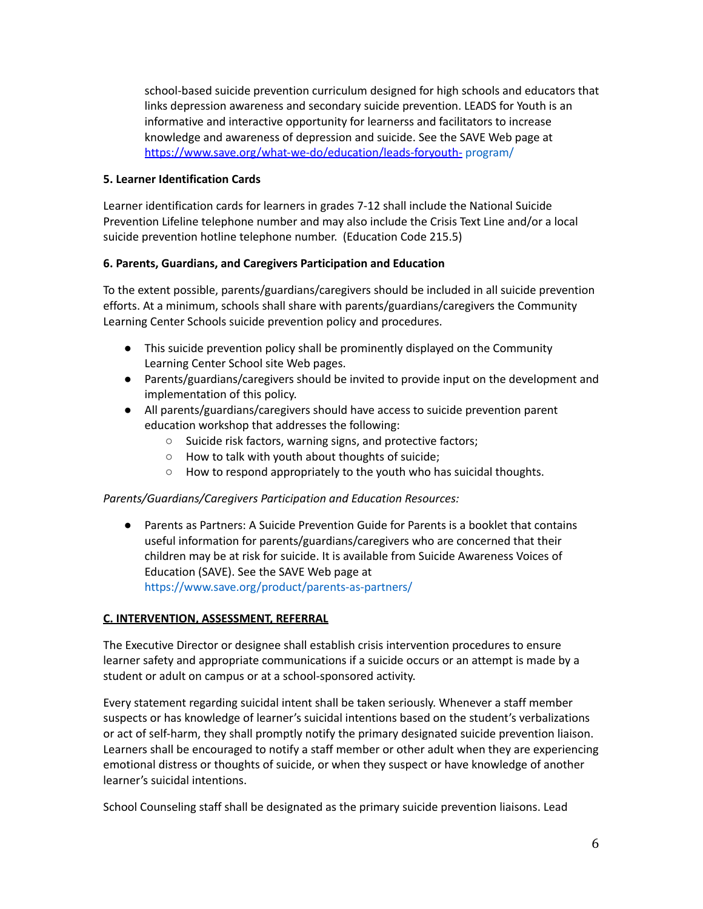school-based suicide prevention curriculum designed for high schools and educators that links depression awareness and secondary suicide prevention. LEADS for Youth is an informative and interactive opportunity for learnerss and facilitators to increase knowledge and awareness of depression and suicide. See the SAVE Web page at https://www.save.org/what-we-do/education/leads-foryouth- program/

**5. Learner Identification Cards**

Learner identification cards for learners in grades 7-12 shall include the National Suicide Prevention Lifeline telephone number and may also include the Crisis Text Line and/or a local suicide prevention hotline telephone number. (Education Code 215.5)

**6. Parents, Guardians, and Caregivers Participation and Education**

To the extent possible, parents/guardians/caregivers should be included in all suicide prevention efforts. At a minimum, schools shall share with parents/guardians/caregivers the Community Learning Center Schools suicide prevention policy and procedures.

- This suicide prevention policy shall be prominently displayed on the Community Learning Center School site Web pages.
- Parents/guardians/caregivers should be invited to provide input on the development and implementation of this policy.
- All parents/guardians/caregivers should have access to suicide prevention parent education workshop that addresses the following:
  - Suicide risk factors, warning signs, and protective factors;
  - How to talk with youth about thoughts of suicide;
  - How to respond appropriately to the youth who has suicidal thoughts.

*Parents/Guardians/Caregivers Participation and Education Resources:*

- Parents as Partners: A Suicide Prevention Guide for Parents is a booklet that contains useful information for parents/guardians/caregivers who are concerned that their children may be at risk for suicide. It is available from Suicide Awareness Voices of Education (SAVE). See the SAVE Web page at https://www.save.org/product/parents-as-partners/

**C. INTERVENTION, ASSESSMENT, REFERRAL**

The Executive Director or designee shall establish crisis intervention procedures to ensure learner safety and appropriate communications if a suicide occurs or an attempt is made by a student or adult on campus or at a school-sponsored activity.

Every statement regarding suicidal intent shall be taken seriously. Whenever a staff member suspects or has knowledge of learner's suicidal intentions based on the student's verbalizations or act of self-harm, they shall promptly notify the primary designated suicide prevention liaison. Learners shall be encouraged to notify a staff member or other adult when they are experiencing emotional distress or thoughts of suicide, or when they suspect or have knowledge of another learner's suicidal intentions.

School Counseling staff shall be designated as the primary suicide prevention liaisons. Lead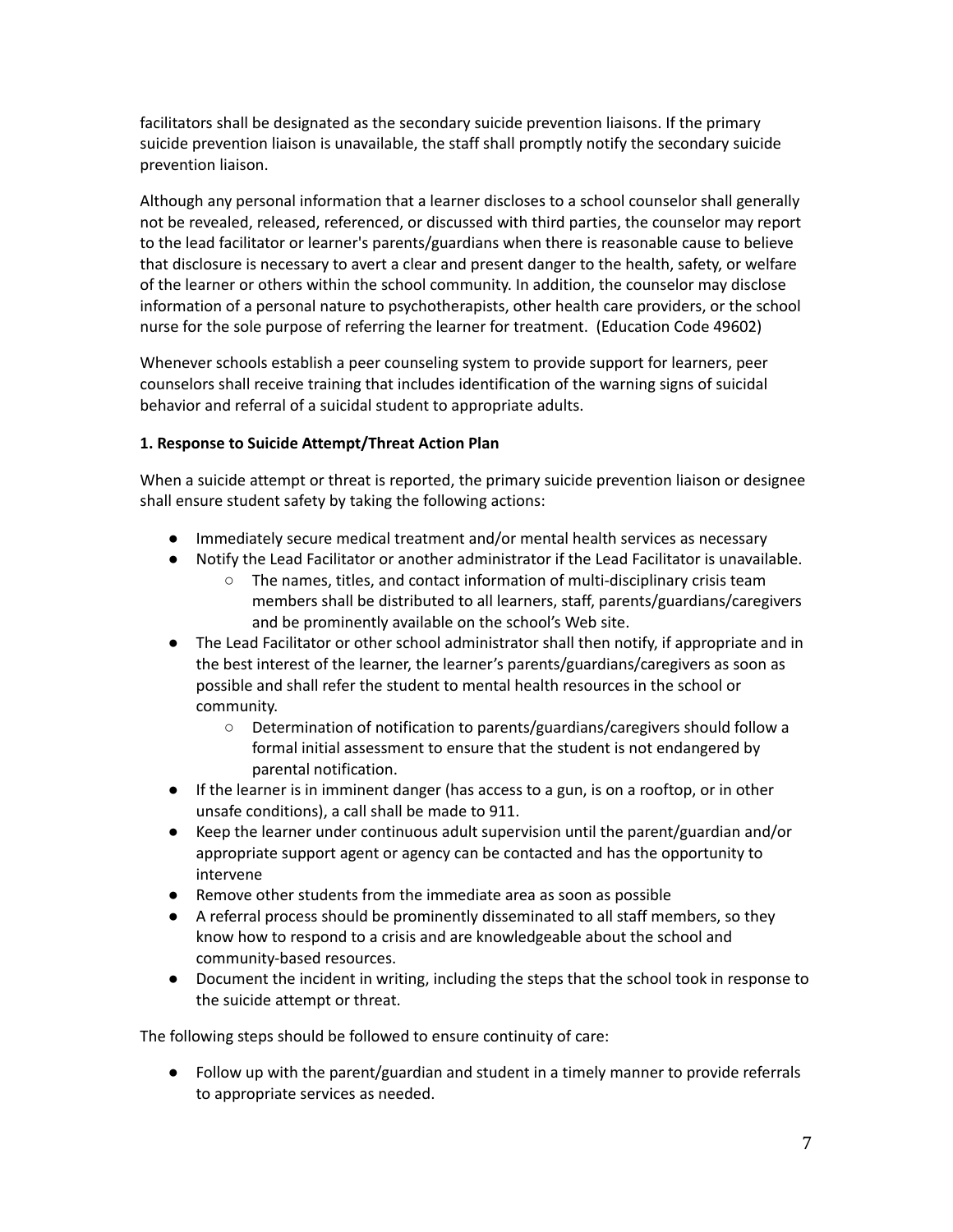facilitators shall be designated as the secondary suicide prevention liaisons. If the primary suicide prevention liaison is unavailable, the staff shall promptly notify the secondary suicide prevention liaison.

Although any personal information that a learner discloses to a school counselor shall generally not be revealed, released, referenced, or discussed with third parties, the counselor may report to the lead facilitator or learner's parents/guardians when there is reasonable cause to believe that disclosure is necessary to avert a clear and present danger to the health, safety, or welfare of the learner or others within the school community. In addition, the counselor may disclose information of a personal nature to psychotherapists, other health care providers, or the school nurse for the sole purpose of referring the learner for treatment. (Education Code 49602)

Whenever schools establish a peer counseling system to provide support for learners, peer counselors shall receive training that includes identification of the warning signs of suicidal behavior and referral of a suicidal student to appropriate adults.

**1. Response to Suicide Attempt/Threat Action Plan**

When a suicide attempt or threat is reported, the primary suicide prevention liaison or designee shall ensure student safety by taking the following actions:

- Immediately secure medical treatment and/or mental health services as necessary
- Notify the Lead Facilitator or another administrator if the Lead Facilitator is unavailable.
    - The names, titles, and contact information of multi-disciplinary crisis team members shall be distributed to all learners, staff, parents/guardians/caregivers and be prominently available on the school's Web site.
- The Lead Facilitator or other school administrator shall then notify, if appropriate and in the best interest of the learner, the learner's parents/guardians/caregivers as soon as possible and shall refer the student to mental health resources in the school or community.
    - Determination of notification to parents/guardians/caregivers should follow a formal initial assessment to ensure that the student is not endangered by parental notification.
- If the learner is in imminent danger (has access to a gun, is on a rooftop, or in other unsafe conditions), a call shall be made to 911.
- Keep the learner under continuous adult supervision until the parent/guardian and/or appropriate support agent or agency can be contacted and has the opportunity to intervene
- Remove other students from the immediate area as soon as possible
- A referral process should be prominently disseminated to all staff members, so they know how to respond to a crisis and are knowledgeable about the school and community-based resources.
- Document the incident in writing, including the steps that the school took in response to the suicide attempt or threat.

The following steps should be followed to ensure continuity of care:

- Follow up with the parent/guardian and student in a timely manner to provide referrals to appropriate services as needed.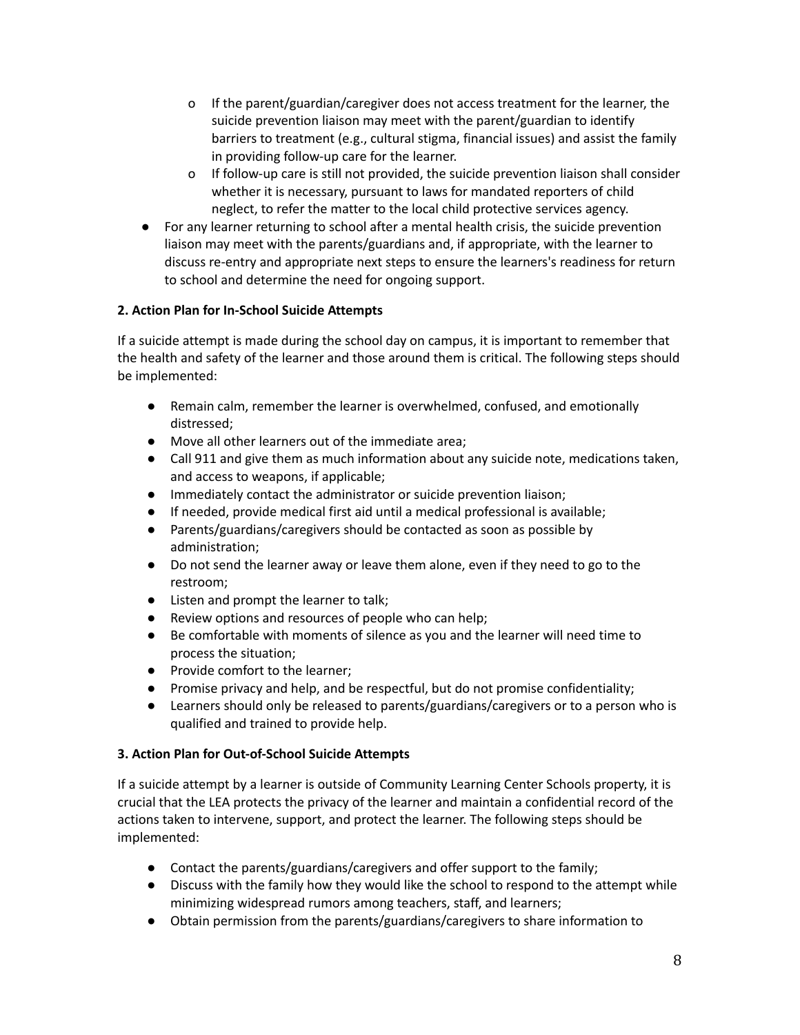- If the parent/guardian/caregiver does not access treatment for the learner, the suicide prevention liaison may meet with the parent/guardian to identify barriers to treatment (e.g., cultural stigma, financial issues) and assist the family in providing follow-up care for the learner.
    - If follow-up care is still not provided, the suicide prevention liaison shall consider whether it is necessary, pursuant to laws for mandated reporters of child neglect, to refer the matter to the local child protective services agency.
- For any learner returning to school after a mental health crisis, the suicide prevention liaison may meet with the parents/guardians and, if appropriate, with the learner to discuss re-entry and appropriate next steps to ensure the learners's readiness for return to school and determine the need for ongoing support.

**2. Action Plan for In-School Suicide Attempts**

If a suicide attempt is made during the school day on campus, it is important to remember that the health and safety of the learner and those around them is critical. The following steps should be implemented:

- Remain calm, remember the learner is overwhelmed, confused, and emotionally distressed;
- Move all other learners out of the immediate area;
- Call 911 and give them as much information about any suicide note, medications taken, and access to weapons, if applicable;
- Immediately contact the administrator or suicide prevention liaison;
- If needed, provide medical first aid until a medical professional is available;
- Parents/guardians/caregivers should be contacted as soon as possible by administration;
- Do not send the learner away or leave them alone, even if they need to go to the restroom;
- Listen and prompt the learner to talk;
- Review options and resources of people who can help;
- Be comfortable with moments of silence as you and the learner will need time to process the situation;
- Provide comfort to the learner;
- Promise privacy and help, and be respectful, but do not promise confidentiality;
- Learners should only be released to parents/guardians/caregivers or to a person who is qualified and trained to provide help.

**3. Action Plan for Out-of-School Suicide Attempts**

If a suicide attempt by a learner is outside of Community Learning Center Schools property, it is crucial that the LEA protects the privacy of the learner and maintain a confidential record of the actions taken to intervene, support, and protect the learner. The following steps should be implemented:

- Contact the parents/guardians/caregivers and offer support to the family;
- Discuss with the family how they would like the school to respond to the attempt while minimizing widespread rumors among teachers, staff, and learners;
- Obtain permission from the parents/guardians/caregivers to share information to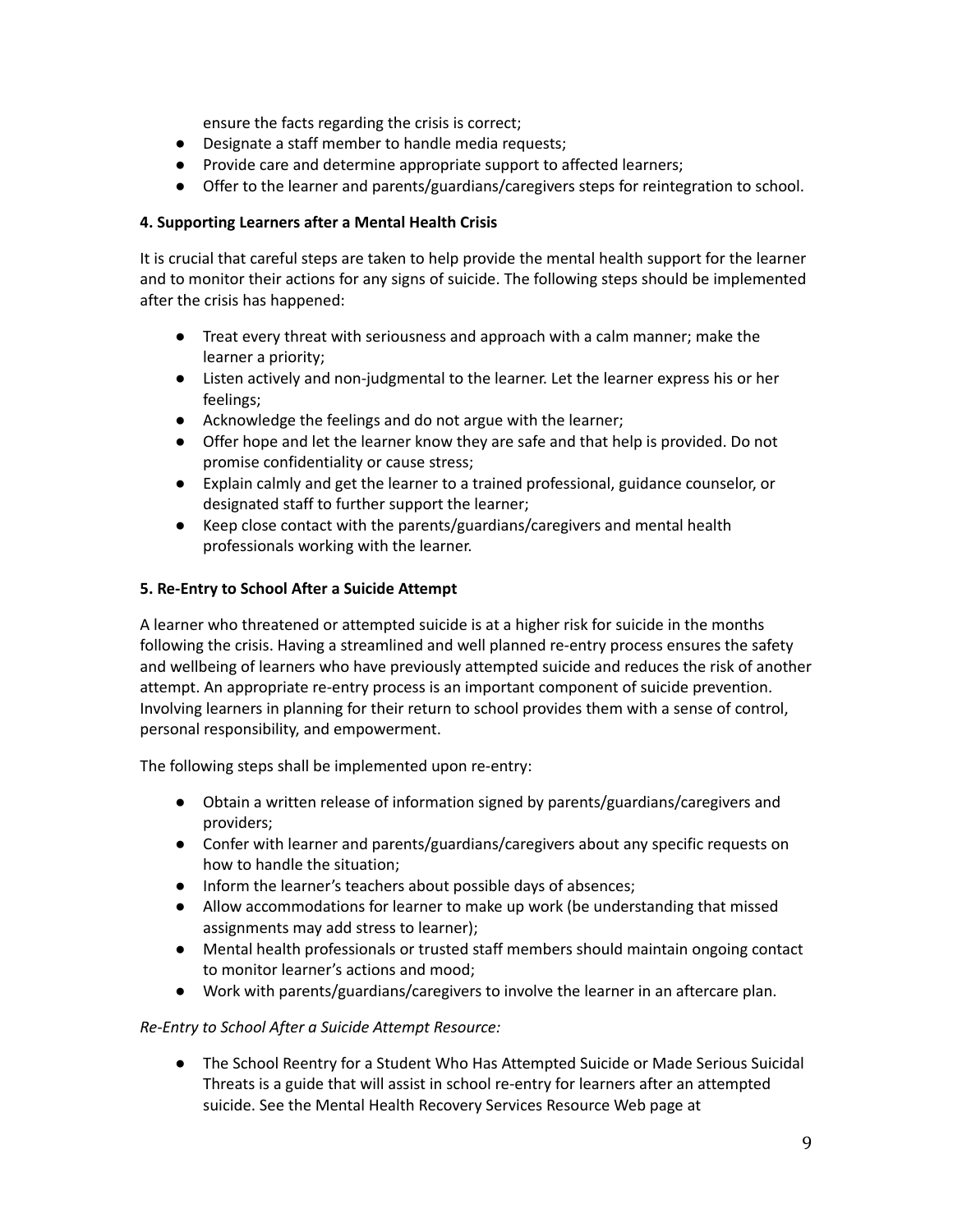ensure the facts regarding the crisis is correct;

- Designate a staff member to handle media requests;
- Provide care and determine appropriate support to affected learners;
- Offer to the learner and parents/guardians/caregivers steps for reintegration to school.

**4. Supporting Learners after a Mental Health Crisis**

It is crucial that careful steps are taken to help provide the mental health support for the learner and to monitor their actions for any signs of suicide. The following steps should be implemented after the crisis has happened:

- Treat every threat with seriousness and approach with a calm manner; make the learner a priority;
- Listen actively and non-judgmental to the learner. Let the learner express his or her feelings;
- Acknowledge the feelings and do not argue with the learner;
- Offer hope and let the learner know they are safe and that help is provided. Do not promise confidentiality or cause stress;
- Explain calmly and get the learner to a trained professional, guidance counselor, or designated staff to further support the learner;
- Keep close contact with the parents/guardians/caregivers and mental health professionals working with the learner.

**5. Re-Entry to School After a Suicide Attempt**

A learner who threatened or attempted suicide is at a higher risk for suicide in the months following the crisis. Having a streamlined and well planned re-entry process ensures the safety and wellbeing of learners who have previously attempted suicide and reduces the risk of another attempt. An appropriate re-entry process is an important component of suicide prevention. Involving learners in planning for their return to school provides them with a sense of control, personal responsibility, and empowerment.

The following steps shall be implemented upon re-entry:

- Obtain a written release of information signed by parents/guardians/caregivers and providers;
- Confer with learner and parents/guardians/caregivers about any specific requests on how to handle the situation;
- Inform the learner's teachers about possible days of absences;
- Allow accommodations for learner to make up work (be understanding that missed assignments may add stress to learner);
- Mental health professionals or trusted staff members should maintain ongoing contact to monitor learner's actions and mood;
- Work with parents/guardians/caregivers to involve the learner in an aftercare plan.

*Re-Entry to School After a Suicide Attempt Resource:*

- The School Reentry for a Student Who Has Attempted Suicide or Made Serious Suicidal Threats is a guide that will assist in school re-entry for learners after an attempted suicide. See the Mental Health Recovery Services Resource Web page at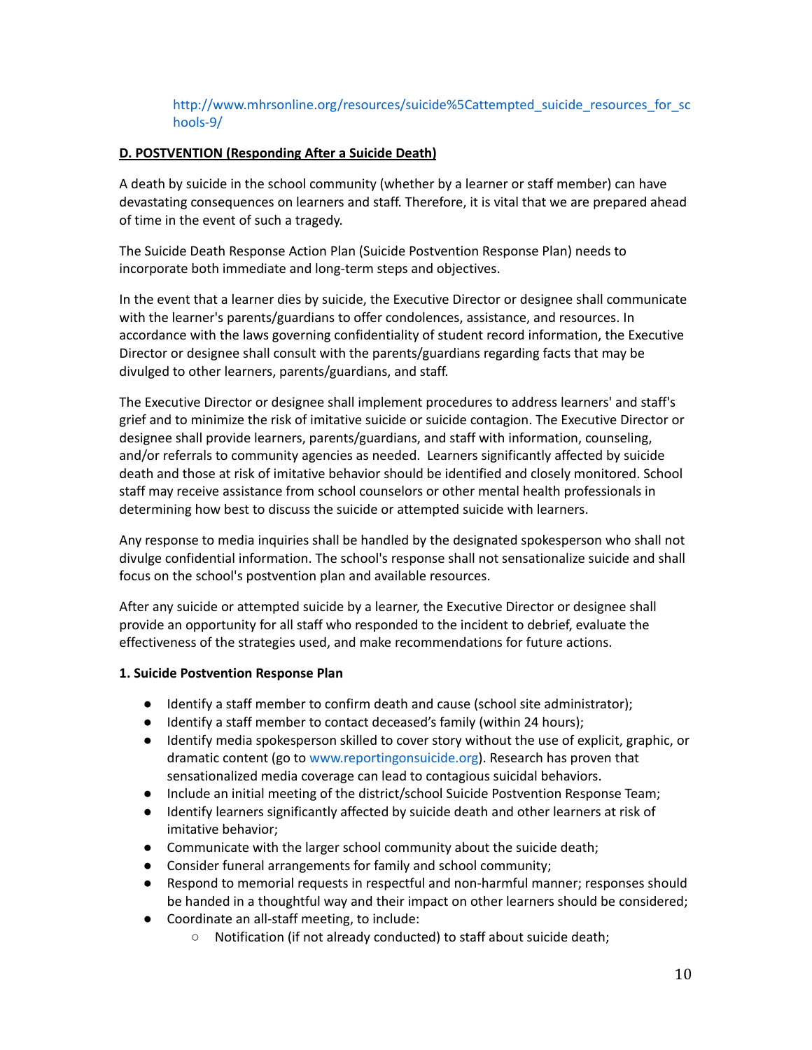http://www.mhrsonline.org/resources/suicide%5Cattempted_suicide_resources_for_schools-9/

## D. POSTVENTION (Responding After a Suicide Death)

A death by suicide in the school community (whether by a learner or staff member) can have devastating consequences on learners and staff. Therefore, it is vital that we are prepared ahead of time in the event of such a tragedy.

The Suicide Death Response Action Plan (Suicide Postvention Response Plan) needs to incorporate both immediate and long-term steps and objectives.

In the event that a learner dies by suicide, the Executive Director or designee shall communicate with the learner's parents/guardians to offer condolences, assistance, and resources. In accordance with the laws governing confidentiality of student record information, the Executive Director or designee shall consult with the parents/guardians regarding facts that may be divulged to other learners, parents/guardians, and staff.

The Executive Director or designee shall implement procedures to address learners' and staff's grief and to minimize the risk of imitative suicide or suicide contagion. The Executive Director or designee shall provide learners, parents/guardians, and staff with information, counseling, and/or referrals to community agencies as needed. Learners significantly affected by suicide death and those at risk of imitative behavior should be identified and closely monitored. School staff may receive assistance from school counselors or other mental health professionals in determining how best to discuss the suicide or attempted suicide with learners.

Any response to media inquiries shall be handled by the designated spokesperson who shall not divulge confidential information. The school's response shall not sensationalize suicide and shall focus on the school's postvention plan and available resources.

After any suicide or attempted suicide by a learner, the Executive Director or designee shall provide an opportunity for all staff who responded to the incident to debrief, evaluate the effectiveness of the strategies used, and make recommendations for future actions.

### 1. Suicide Postvention Response Plan

- Identify a staff member to confirm death and cause (school site administrator);
- Identify a staff member to contact deceased's family (within 24 hours);
- Identify media spokesperson skilled to cover story without the use of explicit, graphic, or dramatic content (go to www.reportingonsuicide.org). Research has proven that sensationalized media coverage can lead to contagious suicidal behaviors.
- Include an initial meeting of the district/school Suicide Postvention Response Team;
- Identify learners significantly affected by suicide death and other learners at risk of imitative behavior;
- Communicate with the larger school community about the suicide death;
- Consider funeral arrangements for family and school community;
- Respond to memorial requests in respectful and non-harmful manner; responses should be handed in a thoughtful way and their impact on other learners should be considered;
- Coordinate an all-staff meeting, to include:
  - Notification (if not already conducted) to staff about suicide death;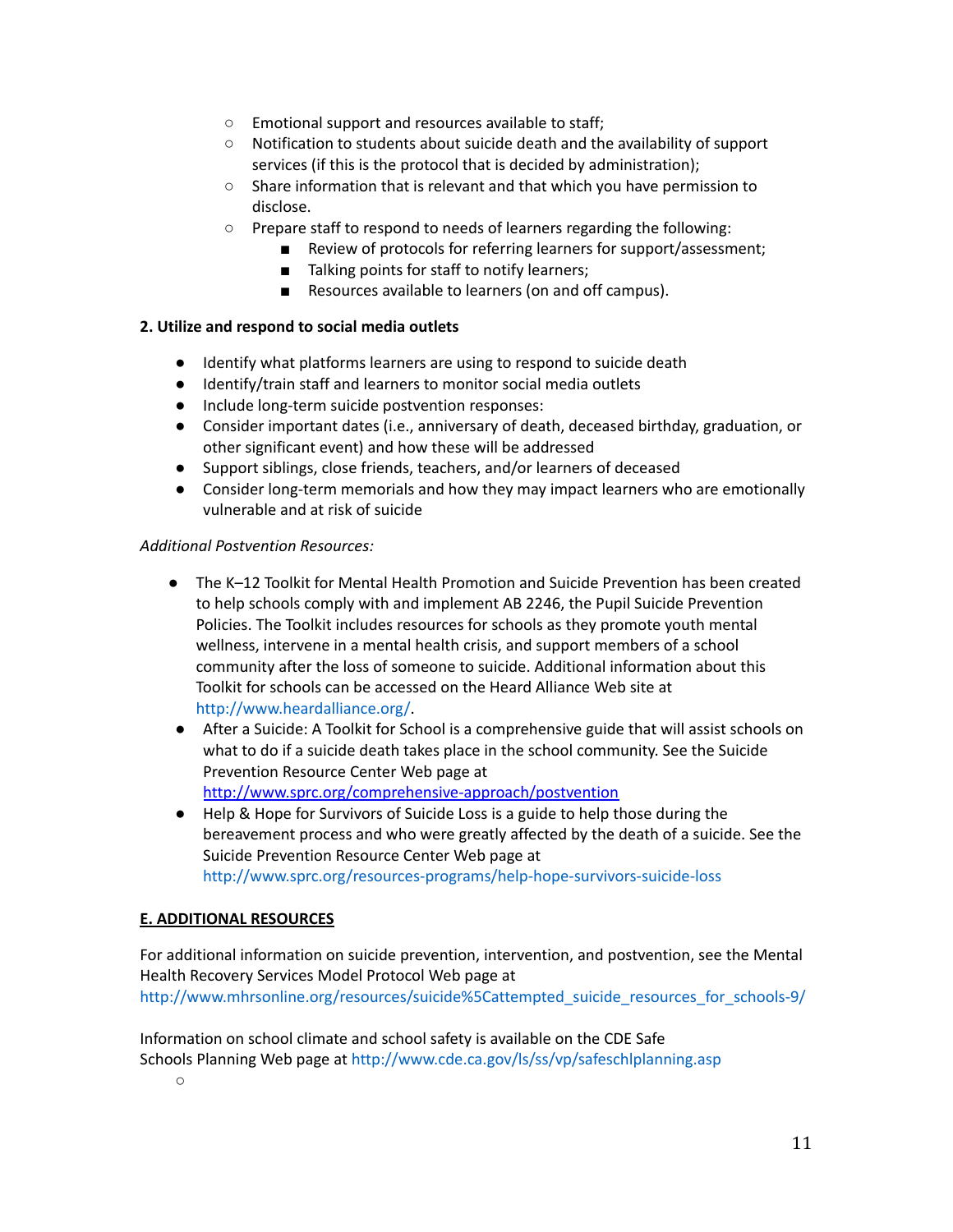- Emotional support and resources available to staff;
  - Notification to students about suicide death and the availability of support services (if this is the protocol that is decided by administration);
  - Share information that is relevant and that which you have permission to disclose.
  - Prepare staff to respond to needs of learners regarding the following:
    - Review of protocols for referring learners for support/assessment;
    - Talking points for staff to notify learners;
    - Resources available to learners (on and off campus).

**2. Utilize and respond to social media outlets**

- Identify what platforms learners are using to respond to suicide death
- Identify/train staff and learners to monitor social media outlets
- Include long-term suicide postvention responses:
- Consider important dates (i.e., anniversary of death, deceased birthday, graduation, or other significant event) and how these will be addressed
- Support siblings, close friends, teachers, and/or learners of deceased
- Consider long-term memorials and how they may impact learners who are emotionally vulnerable and at risk of suicide

*Additional Postvention Resources:*

- The K–12 Toolkit for Mental Health Promotion and Suicide Prevention has been created to help schools comply with and implement AB 2246, the Pupil Suicide Prevention Policies. The Toolkit includes resources for schools as they promote youth mental wellness, intervene in a mental health crisis, and support members of a school community after the loss of someone to suicide. Additional information about this Toolkit for schools can be accessed on the Heard Alliance Web site at http://www.heardalliance.org/.
- After a Suicide: A Toolkit for School is a comprehensive guide that will assist schools on what to do if a suicide death takes place in the school community. See the Suicide Prevention Resource Center Web page at http://www.sprc.org/comprehensive-approach/postvention
- Help & Hope for Survivors of Suicide Loss is a guide to help those during the bereavement process and who were greatly affected by the death of a suicide. See the Suicide Prevention Resource Center Web page at http://www.sprc.org/resources-programs/help-hope-survivors-suicide-loss

**E. ADDITIONAL RESOURCES**

For additional information on suicide prevention, intervention, and postvention, see the Mental Health Recovery Services Model Protocol Web page at http://www.mhrsonline.org/resources/suicide%5Cattempted_suicide_resources_for_schools-9/

Information on school climate and school safety is available on the CDE Safe Schools Planning Web page at http://www.cde.ca.gov/ls/ss/vp/safeschlplanning.asp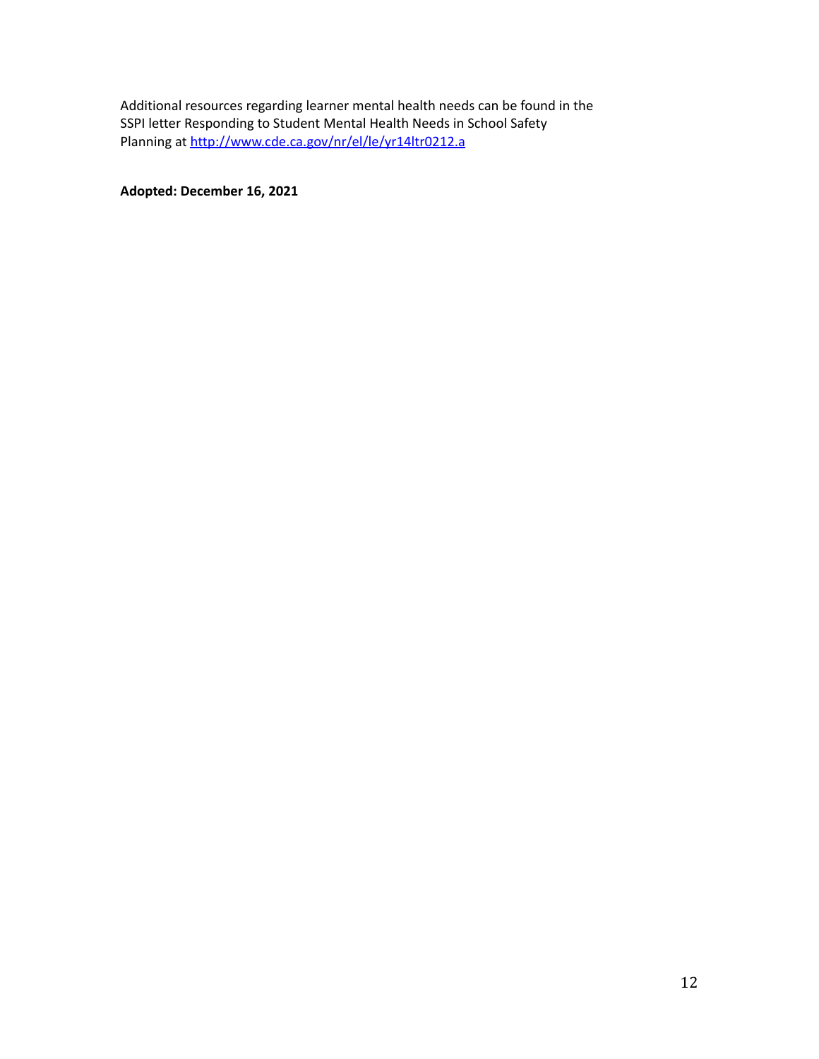Additional resources regarding learner mental health needs can be found in the SSPI letter Responding to Student Mental Health Needs in School Safety Planning at [http://www.cde.ca.gov/nr/el/le/yr14ltr0212.a](http://www.cde.ca.gov/nr/el/le/yr14ltr0212.a)

**Adopted: December 16, 2021**